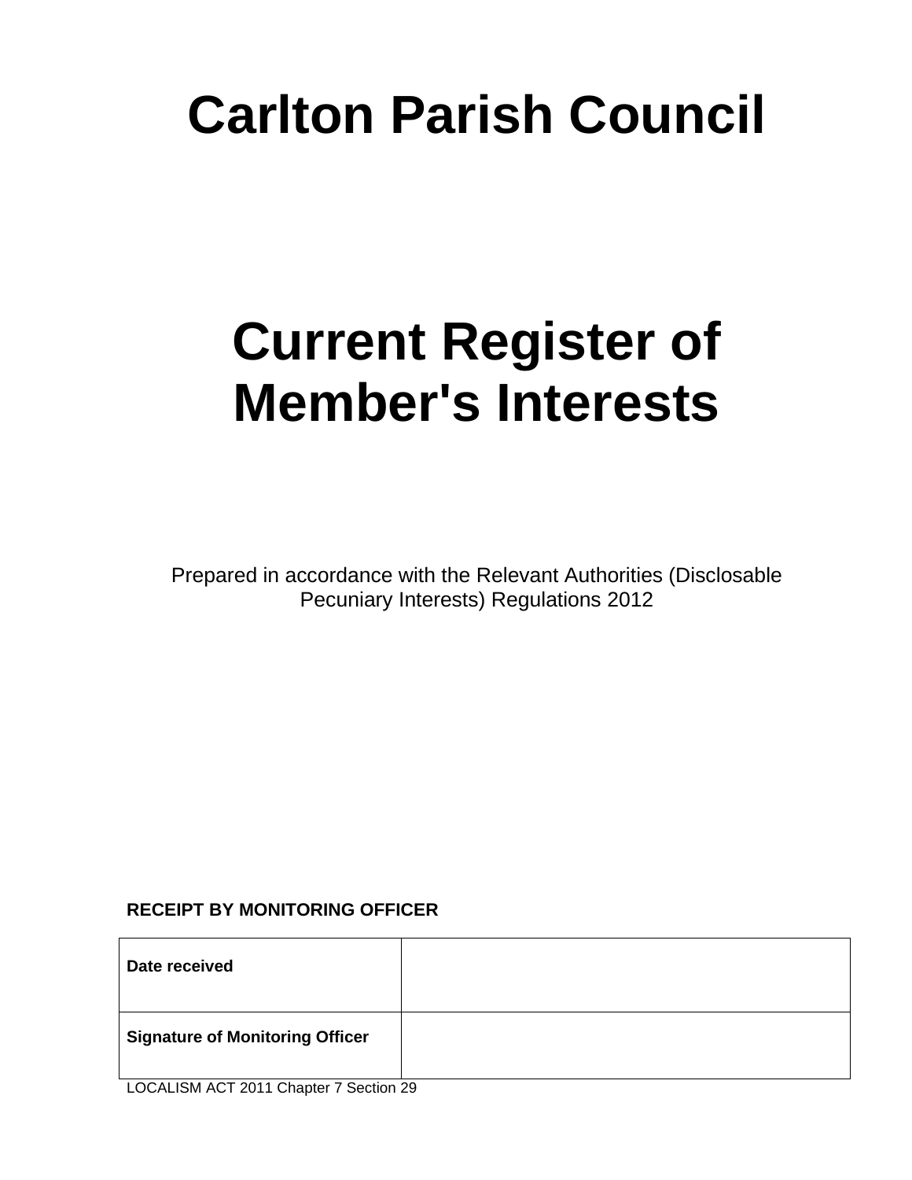# Carlton Parish Council

# Current Register of Member's Interests

Prepared in accordance with the Relevant Authorities (Disclosable Pecuniary Interests) Regulations 2012

**RECEIPT BY MONITORING OFFICER**

| **Date received** | |
|---|---|
| **Signature of Monitoring Officer** | |

LOCALISM ACT 2011 Chapter 7 Section 29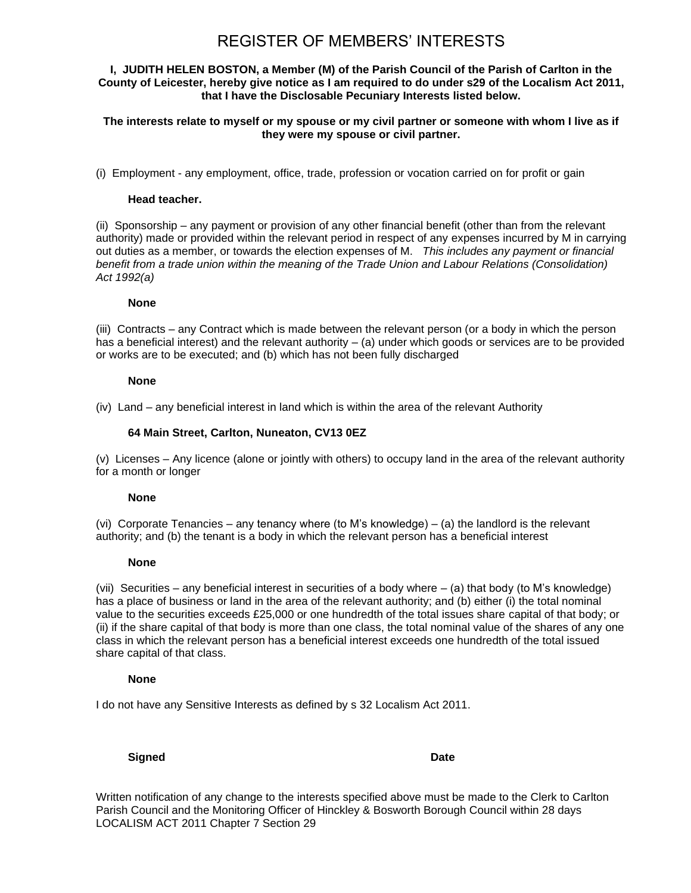# REGISTER OF MEMBERS' INTERESTS

**I, JUDITH HELEN BOSTON, a Member (M) of the Parish Council of the Parish of Carlton in the County of Leicester, hereby give notice as I am required to do under s29 of the Localism Act 2011, that I have the Disclosable Pecuniary Interests listed below.**

**The interests relate to myself or my spouse or my civil partner or someone with whom I live as if they were my spouse or civil partner.**

(i) Employment - any employment, office, trade, profession or vocation carried on for profit or gain

**Head teacher.**

(ii) Sponsorship – any payment or provision of any other financial benefit (other than from the relevant authority) made or provided within the relevant period in respect of any expenses incurred by M in carrying out duties as a member, or towards the election expenses of M. *This includes any payment or financial benefit from a trade union within the meaning of the Trade Union and Labour Relations (Consolidation) Act 1992(a)*

**None**

(iii) Contracts – any Contract which is made between the relevant person (or a body in which the person has a beneficial interest) and the relevant authority – (a) under which goods or services are to be provided or works are to be executed; and (b) which has not been fully discharged

**None**

(iv) Land – any beneficial interest in land which is within the area of the relevant Authority

**64 Main Street, Carlton, Nuneaton, CV13 0EZ**

(v) Licenses – Any licence (alone or jointly with others) to occupy land in the area of the relevant authority for a month or longer

**None**

(vi) Corporate Tenancies – any tenancy where (to M's knowledge) – (a) the landlord is the relevant authority; and (b) the tenant is a body in which the relevant person has a beneficial interest

**None**

(vii) Securities – any beneficial interest in securities of a body where – (a) that body (to M's knowledge) has a place of business or land in the area of the relevant authority; and (b) either (i) the total nominal value to the securities exceeds £25,000 or one hundredth of the total issues share capital of that body; or (ii) if the share capital of that body is more than one class, the total nominal value of the shares of any one class in which the relevant person has a beneficial interest exceeds one hundredth of the total issued share capital of that class.

**None**

I do not have any Sensitive Interests as defined by s 32 Localism Act 2011.

**Signed** **Date**

Written notification of any change to the interests specified above must be made to the Clerk to Carlton Parish Council and the Monitoring Officer of Hinckley & Bosworth Borough Council within 28 days
LOCALISM ACT 2011 Chapter 7 Section 29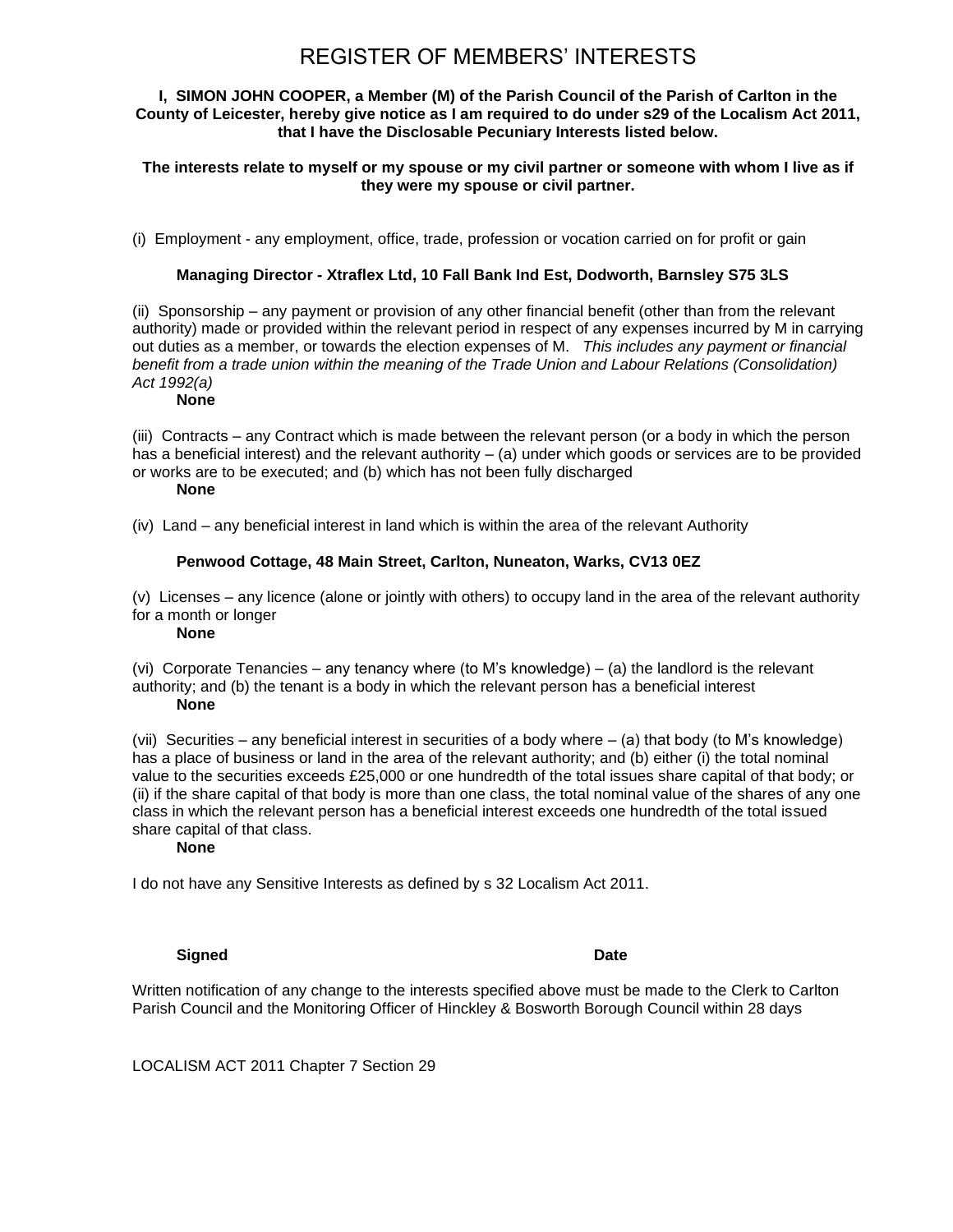# REGISTER OF MEMBERS' INTERESTS

**I, SIMON JOHN COOPER, a Member (M) of the Parish Council of the Parish of Carlton in the County of Leicester, hereby give notice as I am required to do under s29 of the Localism Act 2011, that I have the Disclosable Pecuniary Interests listed below.**

**The interests relate to myself or my spouse or my civil partner or someone with whom I live as if they were my spouse or civil partner.**

(i) Employment - any employment, office, trade, profession or vocation carried on for profit or gain

**Managing Director - Xtraflex Ltd, 10 Fall Bank Ind Est, Dodworth, Barnsley S75 3LS**

(ii) Sponsorship – any payment or provision of any other financial benefit (other than from the relevant authority) made or provided within the relevant period in respect of any expenses incurred by M in carrying out duties as a member, or towards the election expenses of M. *This includes any payment or financial benefit from a trade union within the meaning of the Trade Union and Labour Relations (Consolidation) Act 1992(a)*

**None**

(iii) Contracts – any Contract which is made between the relevant person (or a body in which the person has a beneficial interest) and the relevant authority – (a) under which goods or services are to be provided or works are to be executed; and (b) which has not been fully discharged

**None**

(iv) Land – any beneficial interest in land which is within the area of the relevant Authority

**Penwood Cottage, 48 Main Street, Carlton, Nuneaton, Warks, CV13 0EZ**

(v) Licenses – any licence (alone or jointly with others) to occupy land in the area of the relevant authority for a month or longer

**None**

(vi) Corporate Tenancies – any tenancy where (to M's knowledge) – (a) the landlord is the relevant authority; and (b) the tenant is a body in which the relevant person has a beneficial interest

**None**

(vii) Securities – any beneficial interest in securities of a body where – (a) that body (to M's knowledge) has a place of business or land in the area of the relevant authority; and (b) either (i) the total nominal value to the securities exceeds £25,000 or one hundredth of the total issues share capital of that body; or (ii) if the share capital of that body is more than one class, the total nominal value of the shares of any one class in which the relevant person has a beneficial interest exceeds one hundredth of the total issued share capital of that class.

**None**

I do not have any Sensitive Interests as defined by s 32 Localism Act 2011.

**Signed** **Date**

Written notification of any change to the interests specified above must be made to the Clerk to Carlton Parish Council and the Monitoring Officer of Hinckley & Bosworth Borough Council within 28 days

LOCALISM ACT 2011 Chapter 7 Section 29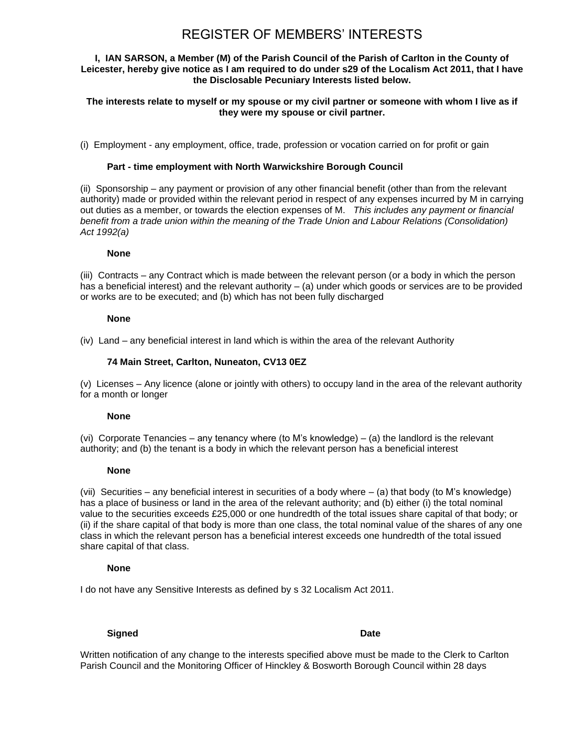# REGISTER OF MEMBERS' INTERESTS

**I, IAN SARSON, a Member (M) of the Parish Council of the Parish of Carlton in the County of Leicester, hereby give notice as I am required to do under s29 of the Localism Act 2011, that I have the Disclosable Pecuniary Interests listed below.**

**The interests relate to myself or my spouse or my civil partner or someone with whom I live as if they were my spouse or civil partner.**

(i) Employment - any employment, office, trade, profession or vocation carried on for profit or gain

**Part - time employment with North Warwickshire Borough Council**

(ii) Sponsorship – any payment or provision of any other financial benefit (other than from the relevant authority) made or provided within the relevant period in respect of any expenses incurred by M in carrying out duties as a member, or towards the election expenses of M. *This includes any payment or financial benefit from a trade union within the meaning of the Trade Union and Labour Relations (Consolidation) Act 1992(a)*

**None**

(iii) Contracts – any Contract which is made between the relevant person (or a body in which the person has a beneficial interest) and the relevant authority – (a) under which goods or services are to be provided or works are to be executed; and (b) which has not been fully discharged

**None**

(iv) Land – any beneficial interest in land which is within the area of the relevant Authority

**74 Main Street, Carlton, Nuneaton, CV13 0EZ**

(v) Licenses – Any licence (alone or jointly with others) to occupy land in the area of the relevant authority for a month or longer

**None**

(vi) Corporate Tenancies – any tenancy where (to M's knowledge) – (a) the landlord is the relevant authority; and (b) the tenant is a body in which the relevant person has a beneficial interest

**None**

(vii) Securities – any beneficial interest in securities of a body where – (a) that body (to M's knowledge) has a place of business or land in the area of the relevant authority; and (b) either (i) the total nominal value to the securities exceeds £25,000 or one hundredth of the total issues share capital of that body; or (ii) if the share capital of that body is more than one class, the total nominal value of the shares of any one class in which the relevant person has a beneficial interest exceeds one hundredth of the total issued share capital of that class.

**None**

I do not have any Sensitive Interests as defined by s 32 Localism Act 2011.

**Signed** **Date**

Written notification of any change to the interests specified above must be made to the Clerk to Carlton Parish Council and the Monitoring Officer of Hinckley & Bosworth Borough Council within 28 days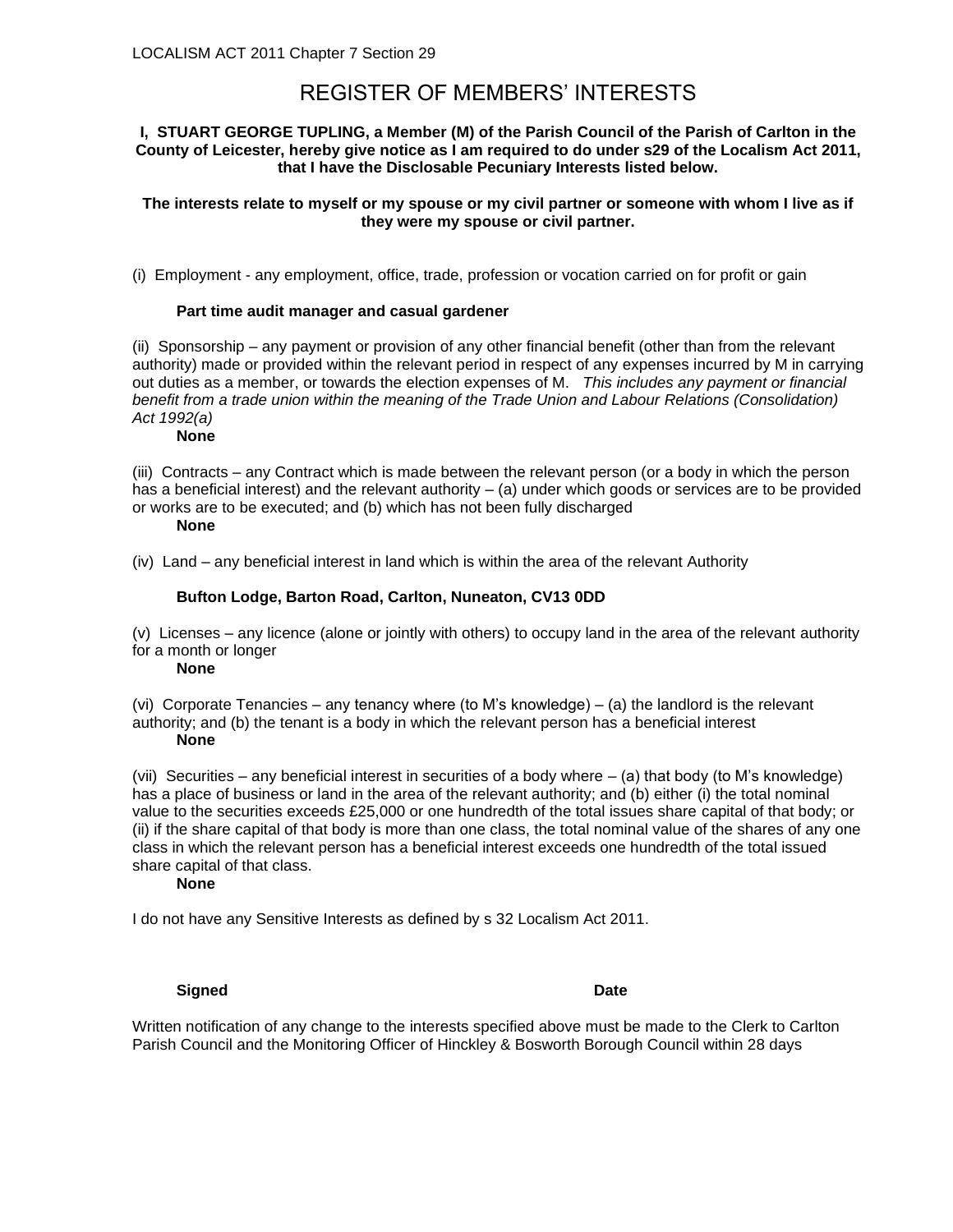LOCALISM ACT 2011 Chapter 7 Section 29

# REGISTER OF MEMBERS' INTERESTS

**I, STUART GEORGE TUPLING, a Member (M) of the Parish Council of the Parish of Carlton in the County of Leicester, hereby give notice as I am required to do under s29 of the Localism Act 2011, that I have the Disclosable Pecuniary Interests listed below.**

**The interests relate to myself or my spouse or my civil partner or someone with whom I live as if they were my spouse or civil partner.**

(i) Employment - any employment, office, trade, profession or vocation carried on for profit or gain

**Part time audit manager and casual gardener**

(ii) Sponsorship – any payment or provision of any other financial benefit (other than from the relevant authority) made or provided within the relevant period in respect of any expenses incurred by M in carrying out duties as a member, or towards the election expenses of M. *This includes any payment or financial benefit from a trade union within the meaning of the Trade Union and Labour Relations (Consolidation) Act 1992(a)*

**None**

(iii) Contracts – any Contract which is made between the relevant person (or a body in which the person has a beneficial interest) and the relevant authority – (a) under which goods or services are to be provided or works are to be executed; and (b) which has not been fully discharged

**None**

(iv) Land – any beneficial interest in land which is within the area of the relevant Authority

**Bufton Lodge, Barton Road, Carlton, Nuneaton, CV13 0DD**

(v) Licenses – any licence (alone or jointly with others) to occupy land in the area of the relevant authority for a month or longer

**None**

(vi) Corporate Tenancies – any tenancy where (to M's knowledge) – (a) the landlord is the relevant authority; and (b) the tenant is a body in which the relevant person has a beneficial interest

**None**

(vii) Securities – any beneficial interest in securities of a body where – (a) that body (to M's knowledge) has a place of business or land in the area of the relevant authority; and (b) either (i) the total nominal value to the securities exceeds £25,000 or one hundredth of the total issues share capital of that body; or (ii) if the share capital of that body is more than one class, the total nominal value of the shares of any one class in which the relevant person has a beneficial interest exceeds one hundredth of the total issued share capital of that class.

**None**

I do not have any Sensitive Interests as defined by s 32 Localism Act 2011.

**Signed** **Date**

Written notification of any change to the interests specified above must be made to the Clerk to Carlton Parish Council and the Monitoring Officer of Hinckley & Bosworth Borough Council within 28 days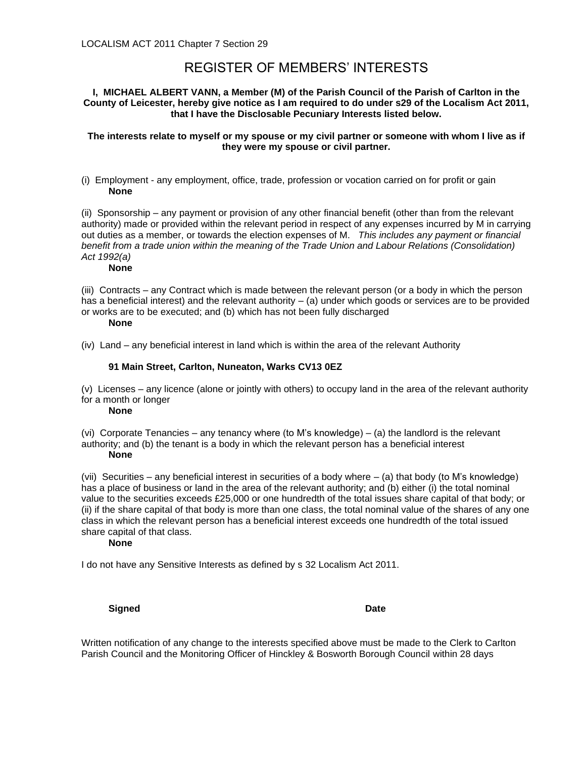LOCALISM ACT 2011 Chapter 7 Section 29

# REGISTER OF MEMBERS' INTERESTS

**I, MICHAEL ALBERT VANN, a Member (M) of the Parish Council of the Parish of Carlton in the County of Leicester, hereby give notice as I am required to do under s29 of the Localism Act 2011, that I have the Disclosable Pecuniary Interests listed below.**

**The interests relate to myself or my spouse or my civil partner or someone with whom I live as if they were my spouse or civil partner.**

(i) Employment - any employment, office, trade, profession or vocation carried on for profit or gain
**None**

(ii) Sponsorship – any payment or provision of any other financial benefit (other than from the relevant authority) made or provided within the relevant period in respect of any expenses incurred by M in carrying out duties as a member, or towards the election expenses of M. *This includes any payment or financial benefit from a trade union within the meaning of the Trade Union and Labour Relations (Consolidation) Act 1992(a)*
**None**

(iii) Contracts – any Contract which is made between the relevant person (or a body in which the person has a beneficial interest) and the relevant authority – (a) under which goods or services are to be provided or works are to be executed; and (b) which has not been fully discharged
**None**

(iv) Land – any beneficial interest in land which is within the area of the relevant Authority

**91 Main Street, Carlton, Nuneaton, Warks CV13 0EZ**

(v) Licenses – any licence (alone or jointly with others) to occupy land in the area of the relevant authority for a month or longer
**None**

(vi) Corporate Tenancies – any tenancy where (to M's knowledge) – (a) the landlord is the relevant authority; and (b) the tenant is a body in which the relevant person has a beneficial interest
**None**

(vii) Securities – any beneficial interest in securities of a body where – (a) that body (to M's knowledge) has a place of business or land in the area of the relevant authority; and (b) either (i) the total nominal value to the securities exceeds £25,000 or one hundredth of the total issues share capital of that body; or (ii) if the share capital of that body is more than one class, the total nominal value of the shares of any one class in which the relevant person has a beneficial interest exceeds one hundredth of the total issued share capital of that class.
**None**

I do not have any Sensitive Interests as defined by s 32 Localism Act 2011.

**Signed** **Date**

Written notification of any change to the interests specified above must be made to the Clerk to Carlton Parish Council and the Monitoring Officer of Hinckley & Bosworth Borough Council within 28 days